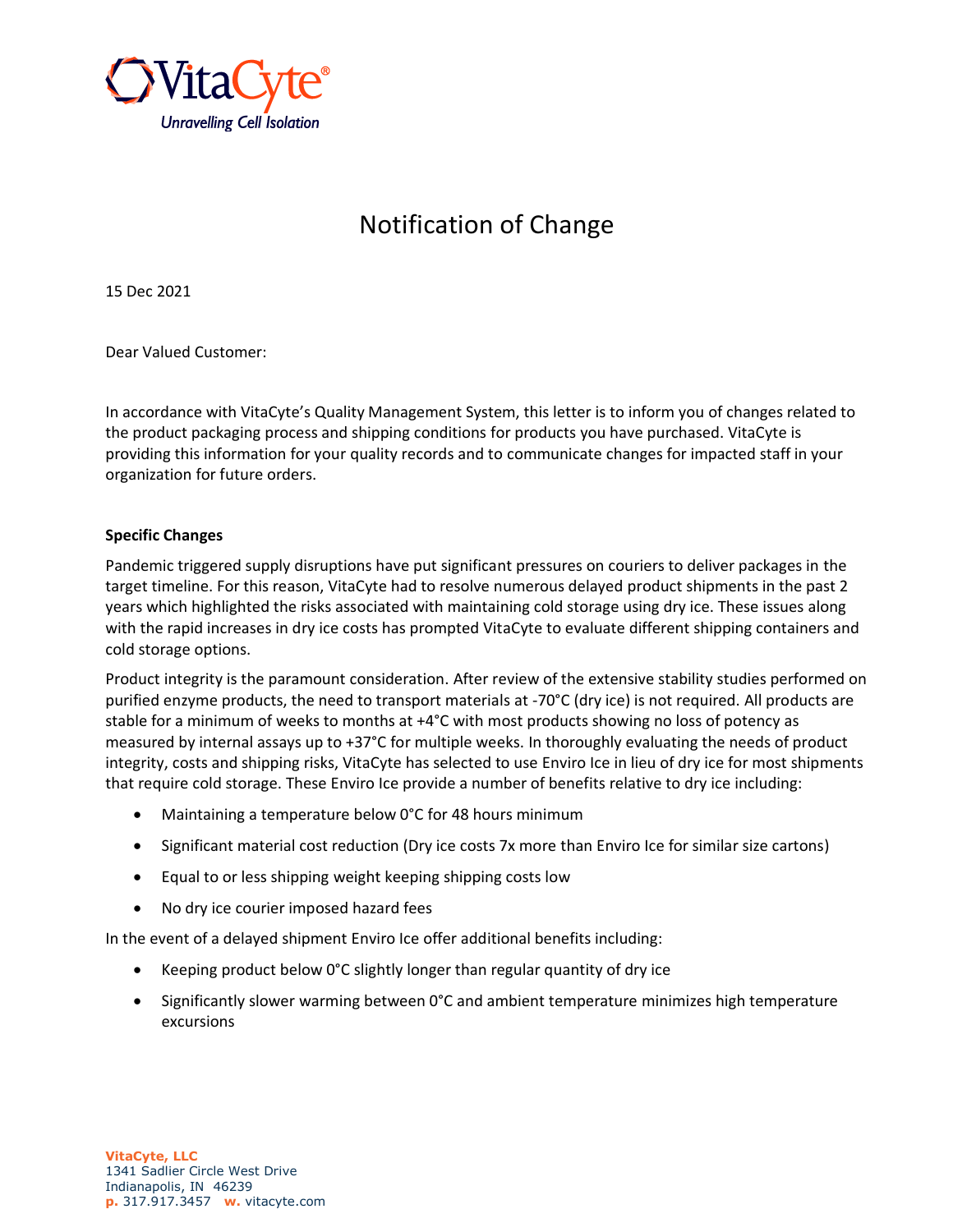VitaCyte®

*Unravelling Cell Isolation*

# Notification of Change

15 Dec 2021

Dear Valued Customer:

In accordance with VitaCyte's Quality Management System, this letter is to inform you of changes related to the product packaging process and shipping conditions for products you have purchased. VitaCyte is providing this information for your quality records and to communicate changes for impacted staff in your organization for future orders.

**Specific Changes**

Pandemic triggered supply disruptions have put significant pressures on couriers to deliver packages in the target timeline. For this reason, VitaCyte had to resolve numerous delayed product shipments in the past 2 years which highlighted the risks associated with maintaining cold storage using dry ice. These issues along with the rapid increases in dry ice costs has prompted VitaCyte to evaluate different shipping containers and cold storage options.

Product integrity is the paramount consideration. After review of the extensive stability studies performed on purified enzyme products, the need to transport materials at -70°C (dry ice) is not required. All products are stable for a minimum of weeks to months at +4°C with most products showing no loss of potency as measured by internal assays up to +37°C for multiple weeks. In thoroughly evaluating the needs of product integrity, costs and shipping risks, VitaCyte has selected to use Enviro Ice in lieu of dry ice for most shipments that require cold storage. These Enviro Ice provide a number of benefits relative to dry ice including:

- Maintaining a temperature below 0°C for 48 hours minimum
- Significant material cost reduction (Dry ice costs 7x more than Enviro Ice for similar size cartons)
- Equal to or less shipping weight keeping shipping costs low
- No dry ice courier imposed hazard fees

In the event of a delayed shipment Enviro Ice offer additional benefits including:

- Keeping product below 0°C slightly longer than regular quantity of dry ice
- Significantly slower warming between 0°C and ambient temperature minimizes high temperature excursions

**VitaCyte, LLC**
1341 Sadlier Circle West Drive
Indianapolis, IN 46239
**p.** 317.917.3457 **w.** vitacyte.com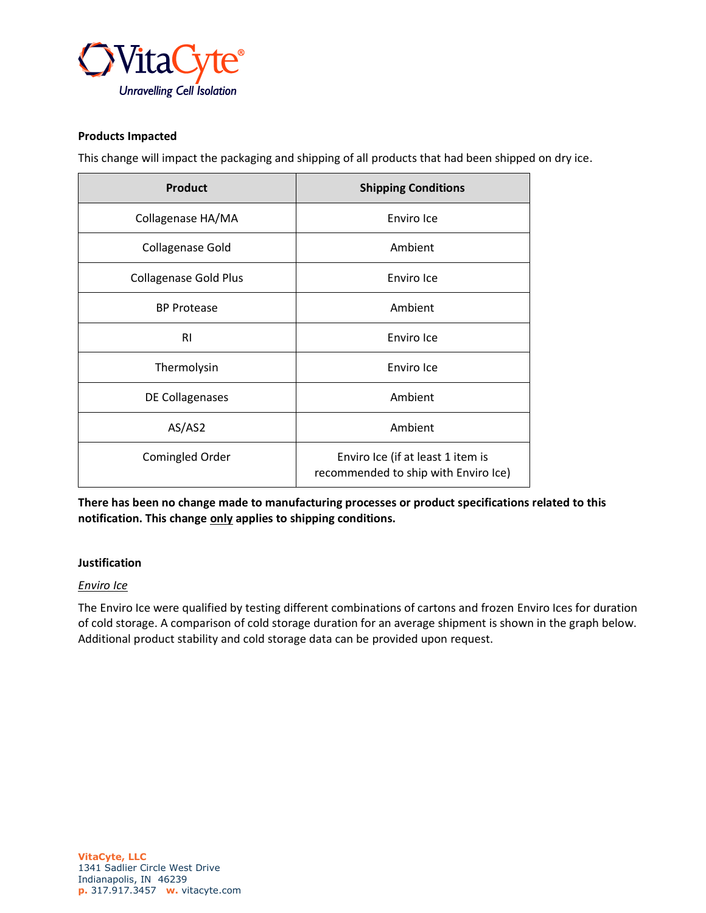**Products Impacted**

This change will impact the packaging and shipping of all products that had been shipped on dry ice.

| Product | Shipping Conditions |
|---|---|
| Collagenase HA/MA | Enviro Ice |
| Collagenase Gold | Ambient |
| Collagenase Gold Plus | Enviro Ice |
| BP Protease | Ambient |
| RI | Enviro Ice |
| Thermolysin | Enviro Ice |
| DE Collagenases | Ambient |
| AS/AS2 | Ambient |
| Comingled Order | Enviro Ice (if at least 1 item is recommended to ship with Enviro Ice) |

**There has been no change made to manufacturing processes or product specifications related to this notification. This change only applies to shipping conditions.**

**Justification**

*Enviro Ice*

The Enviro Ice were qualified by testing different combinations of cartons and frozen Enviro Ices for duration of cold storage. A comparison of cold storage duration for an average shipment is shown in the graph below. Additional product stability and cold storage data can be provided upon request.

**VitaCyte, LLC**
1341 Sadlier Circle West Drive
Indianapolis, IN 46239
**p.** 317.917.3457 **w.** vitacyte.com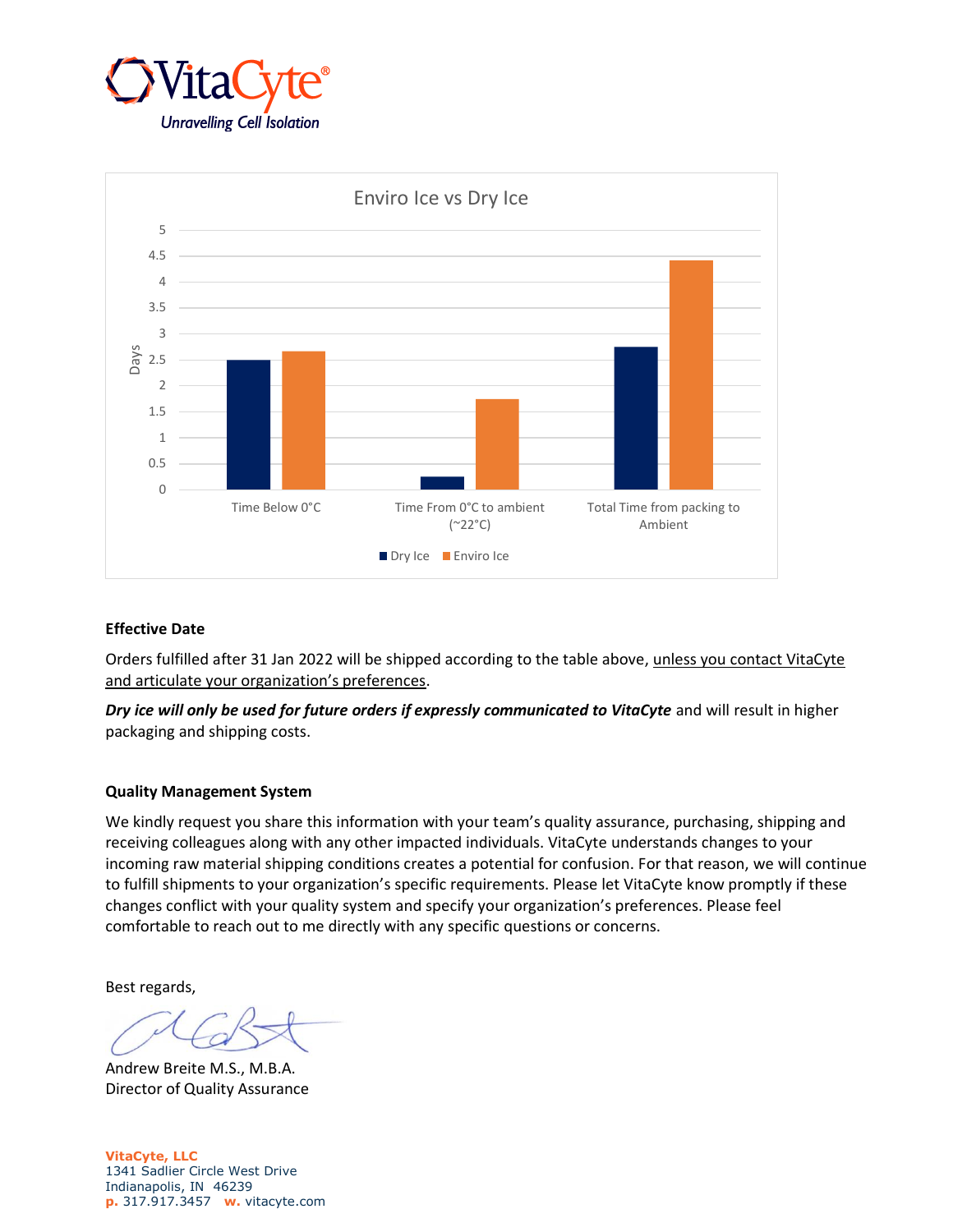VitaCyte®
*Unravelling Cell Isolation*

Enviro Ice vs Dry Ice

Days

5
4.5
4
3.5
3
2.5
2
1.5
1
0.5
0

Time Below 0°C

Time From 0°C to ambient (~22°C)

Total Time from packing to Ambient

Dry Ice
Enviro Ice

**Effective Date**

Orders fulfilled after 31 Jan 2022 will be shipped according to the table above, unless you contact VitaCyte and articulate your organization's preferences.

***Dry ice will only be used for future orders if expressly communicated to VitaCyte*** and will result in higher packaging and shipping costs.

**Quality Management System**

We kindly request you share this information with your team's quality assurance, purchasing, shipping and receiving colleagues along with any other impacted individuals. VitaCyte understands changes to your incoming raw material shipping conditions creates a potential for confusion. For that reason, we will continue to fulfill shipments to your organization's specific requirements. Please let VitaCyte know promptly if these changes conflict with your quality system and specify your organization's preferences. Please feel comfortable to reach out to me directly with any specific questions or concerns.

Best regards,

Andrew Breite M.S., M.B.A.
Director of Quality Assurance

**VitaCyte, LLC**
1341 Sadlier Circle West Drive
Indianapolis, IN 46239
**p.** 317.917.3457 **w.** vitacyte.com